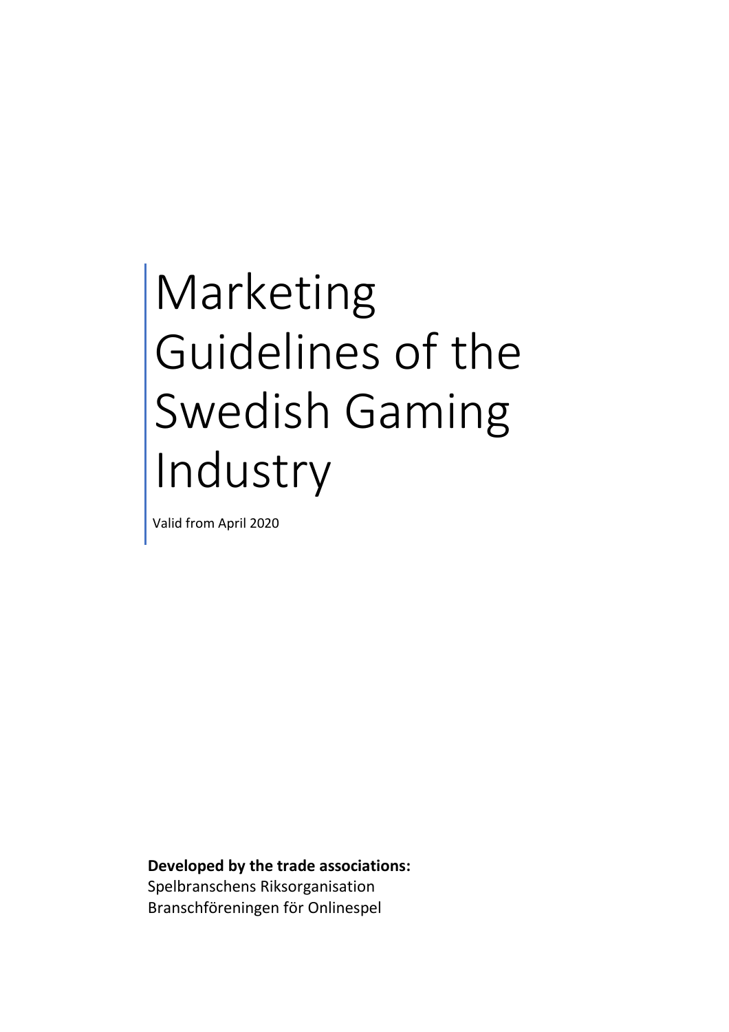# Marketing Guidelines of the Swedish Gaming Industry

Valid from April 2020

**Developed by the trade associations:**
Spelbranschens Riksorganisation
Branschföreningen för Onlinespel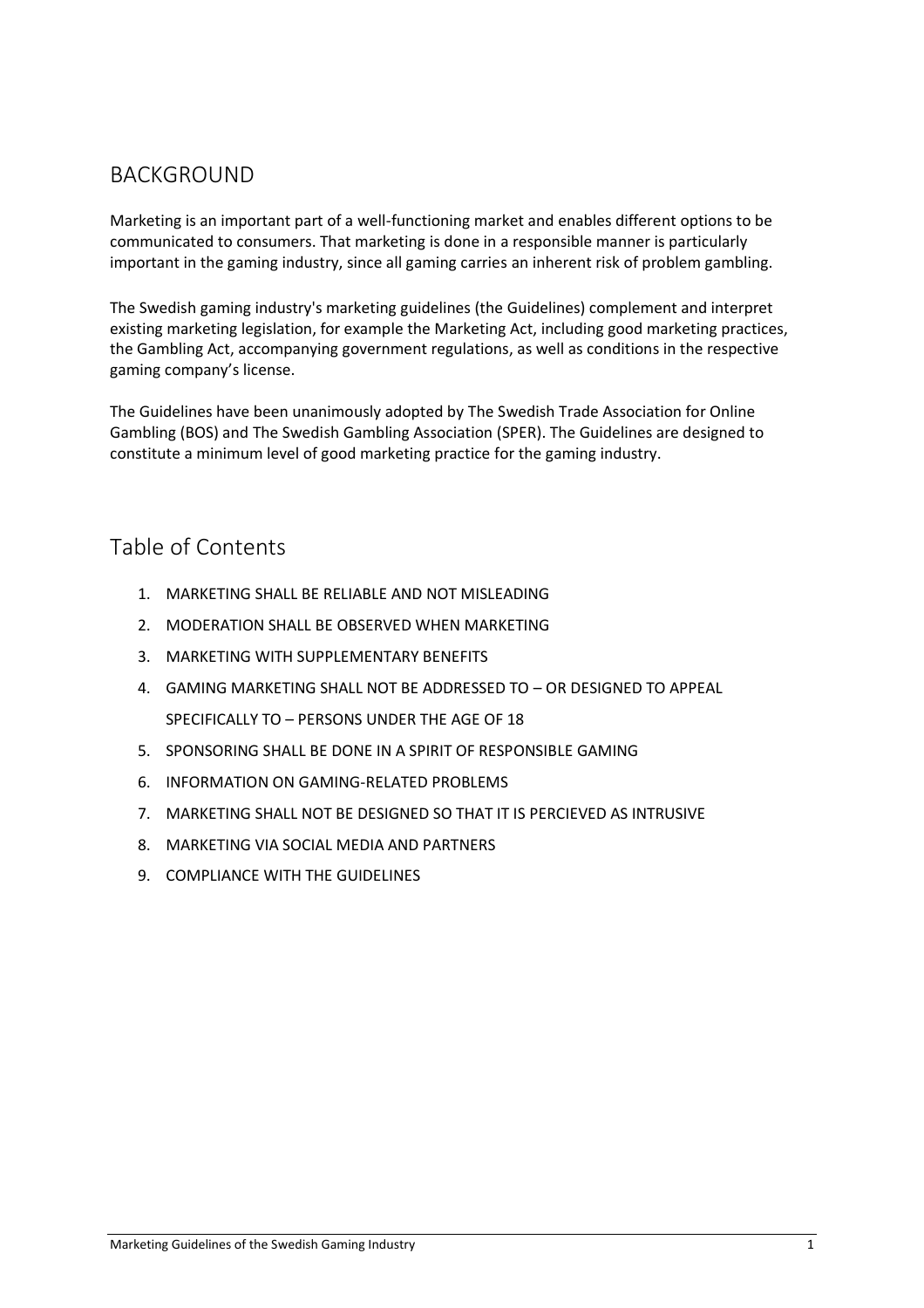## BACKGROUND

Marketing is an important part of a well-functioning market and enables different options to be communicated to consumers. That marketing is done in a responsible manner is particularly important in the gaming industry, since all gaming carries an inherent risk of problem gambling.

The Swedish gaming industry's marketing guidelines (the Guidelines) complement and interpret existing marketing legislation, for example the Marketing Act, including good marketing practices, the Gambling Act, accompanying government regulations, as well as conditions in the respective gaming company's license.

The Guidelines have been unanimously adopted by The Swedish Trade Association for Online Gambling (BOS) and The Swedish Gambling Association (SPER). The Guidelines are designed to constitute a minimum level of good marketing practice for the gaming industry.

## Table of Contents

1. MARKETING SHALL BE RELIABLE AND NOT MISLEADING
2. MODERATION SHALL BE OBSERVED WHEN MARKETING
3. MARKETING WITH SUPPLEMENTARY BENEFITS
4. GAMING MARKETING SHALL NOT BE ADDRESSED TO – OR DESIGNED TO APPEAL SPECIFICALLY TO – PERSONS UNDER THE AGE OF 18
5. SPONSORING SHALL BE DONE IN A SPIRIT OF RESPONSIBLE GAMING
6. INFORMATION ON GAMING-RELATED PROBLEMS
7. MARKETING SHALL NOT BE DESIGNED SO THAT IT IS PERCIEVED AS INTRUSIVE
8. MARKETING VIA SOCIAL MEDIA AND PARTNERS
9. COMPLIANCE WITH THE GUIDELINES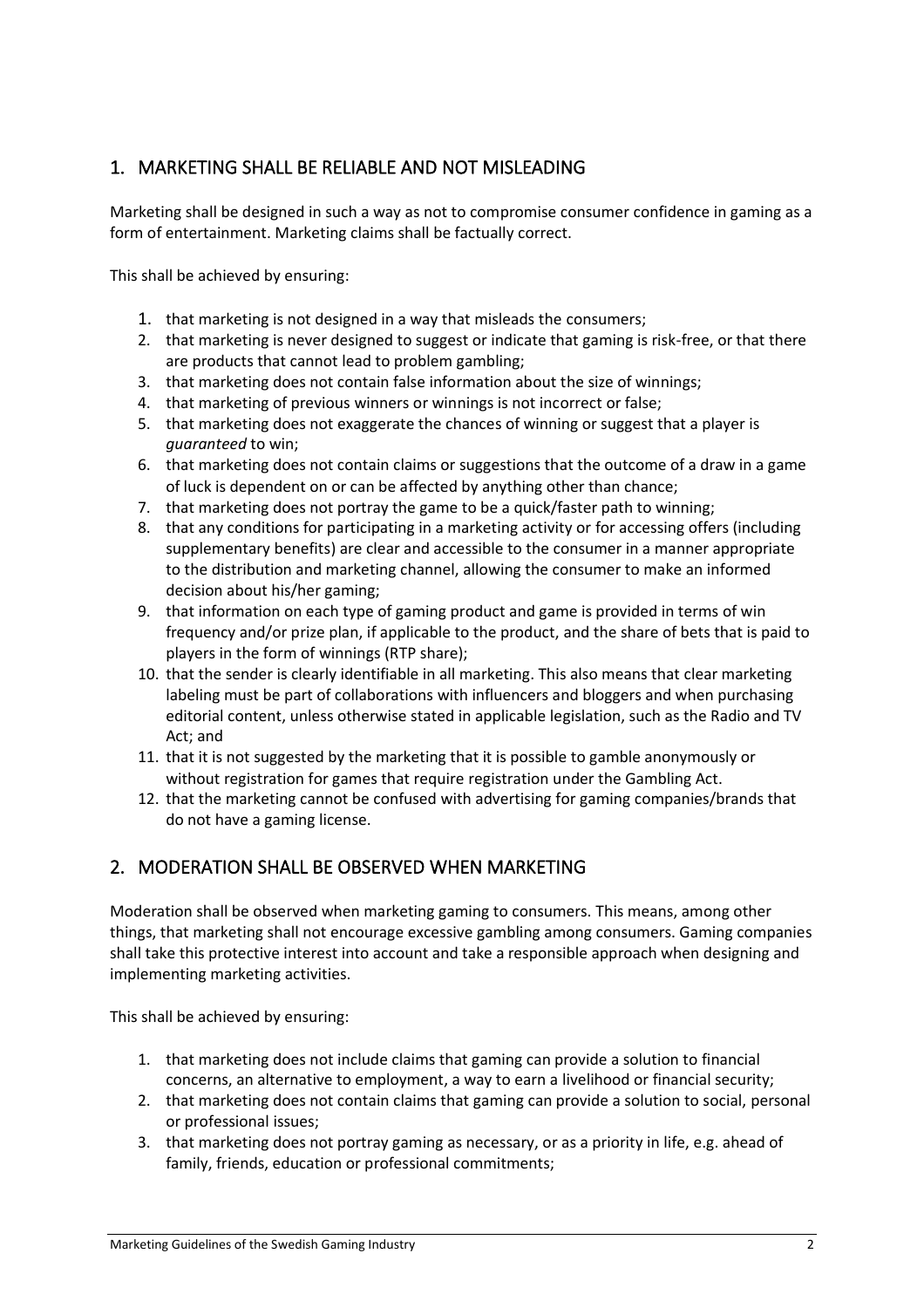## 1. MARKETING SHALL BE RELIABLE AND NOT MISLEADING

Marketing shall be designed in such a way as not to compromise consumer confidence in gaming as a form of entertainment. Marketing claims shall be factually correct.

This shall be achieved by ensuring:

1. that marketing is not designed in a way that misleads the consumers;
2. that marketing is never designed to suggest or indicate that gaming is risk-free, or that there are products that cannot lead to problem gambling;
3. that marketing does not contain false information about the size of winnings;
4. that marketing of previous winners or winnings is not incorrect or false;
5. that marketing does not exaggerate the chances of winning or suggest that a player is *guaranteed* to win;
6. that marketing does not contain claims or suggestions that the outcome of a draw in a game of luck is dependent on or can be affected by anything other than chance;
7. that marketing does not portray the game to be a quick/faster path to winning;
8. that any conditions for participating in a marketing activity or for accessing offers (including supplementary benefits) are clear and accessible to the consumer in a manner appropriate to the distribution and marketing channel, allowing the consumer to make an informed decision about his/her gaming;
9. that information on each type of gaming product and game is provided in terms of win frequency and/or prize plan, if applicable to the product, and the share of bets that is paid to players in the form of winnings (RTP share);
10. that the sender is clearly identifiable in all marketing. This also means that clear marketing labeling must be part of collaborations with influencers and bloggers and when purchasing editorial content, unless otherwise stated in applicable legislation, such as the Radio and TV Act; and
11. that it is not suggested by the marketing that it is possible to gamble anonymously or without registration for games that require registration under the Gambling Act.
12. that the marketing cannot be confused with advertising for gaming companies/brands that do not have a gaming license.

## 2. MODERATION SHALL BE OBSERVED WHEN MARKETING

Moderation shall be observed when marketing gaming to consumers. This means, among other things, that marketing shall not encourage excessive gambling among consumers. Gaming companies shall take this protective interest into account and take a responsible approach when designing and implementing marketing activities.

This shall be achieved by ensuring:

1. that marketing does not include claims that gaming can provide a solution to financial concerns, an alternative to employment, a way to earn a livelihood or financial security;
2. that marketing does not contain claims that gaming can provide a solution to social, personal or professional issues;
3. that marketing does not portray gaming as necessary, or as a priority in life, e.g. ahead of family, friends, education or professional commitments;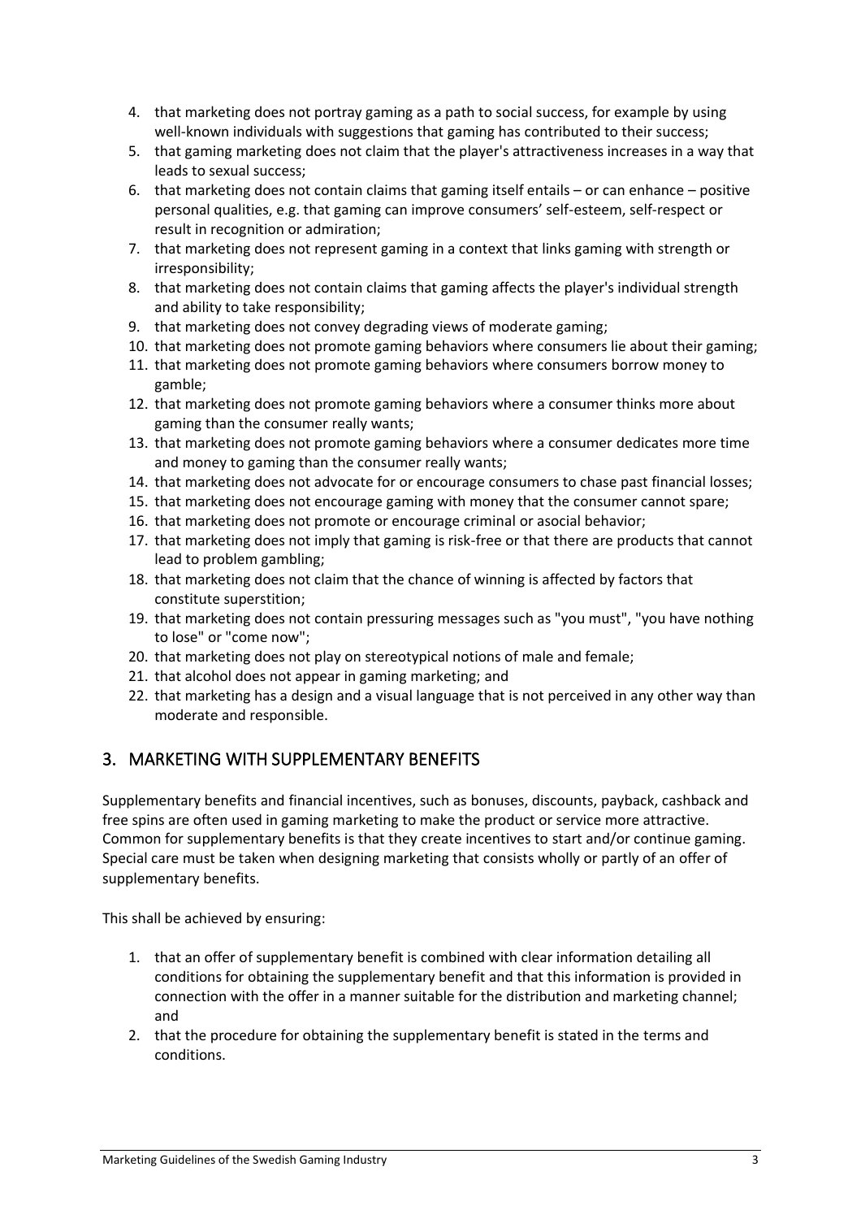4. that marketing does not portray gaming as a path to social success, for example by using well-known individuals with suggestions that gaming has contributed to their success;
5. that gaming marketing does not claim that the player's attractiveness increases in a way that leads to sexual success;
6. that marketing does not contain claims that gaming itself entails – or can enhance – positive personal qualities, e.g. that gaming can improve consumers' self-esteem, self-respect or result in recognition or admiration;
7. that marketing does not represent gaming in a context that links gaming with strength or irresponsibility;
8. that marketing does not contain claims that gaming affects the player's individual strength and ability to take responsibility;
9. that marketing does not convey degrading views of moderate gaming;
10. that marketing does not promote gaming behaviors where consumers lie about their gaming;
11. that marketing does not promote gaming behaviors where consumers borrow money to gamble;
12. that marketing does not promote gaming behaviors where a consumer thinks more about gaming than the consumer really wants;
13. that marketing does not promote gaming behaviors where a consumer dedicates more time and money to gaming than the consumer really wants;
14. that marketing does not advocate for or encourage consumers to chase past financial losses;
15. that marketing does not encourage gaming with money that the consumer cannot spare;
16. that marketing does not promote or encourage criminal or asocial behavior;
17. that marketing does not imply that gaming is risk-free or that there are products that cannot lead to problem gambling;
18. that marketing does not claim that the chance of winning is affected by factors that constitute superstition;
19. that marketing does not contain pressuring messages such as "you must", "you have nothing to lose" or "come now";
20. that marketing does not play on stereotypical notions of male and female;
21. that alcohol does not appear in gaming marketing; and
22. that marketing has a design and a visual language that is not perceived in any other way than moderate and responsible.

## 3. MARKETING WITH SUPPLEMENTARY BENEFITS

Supplementary benefits and financial incentives, such as bonuses, discounts, payback, cashback and free spins are often used in gaming marketing to make the product or service more attractive. Common for supplementary benefits is that they create incentives to start and/or continue gaming. Special care must be taken when designing marketing that consists wholly or partly of an offer of supplementary benefits.

This shall be achieved by ensuring:

1. that an offer of supplementary benefit is combined with clear information detailing all conditions for obtaining the supplementary benefit and that this information is provided in connection with the offer in a manner suitable for the distribution and marketing channel; and
2. that the procedure for obtaining the supplementary benefit is stated in the terms and conditions.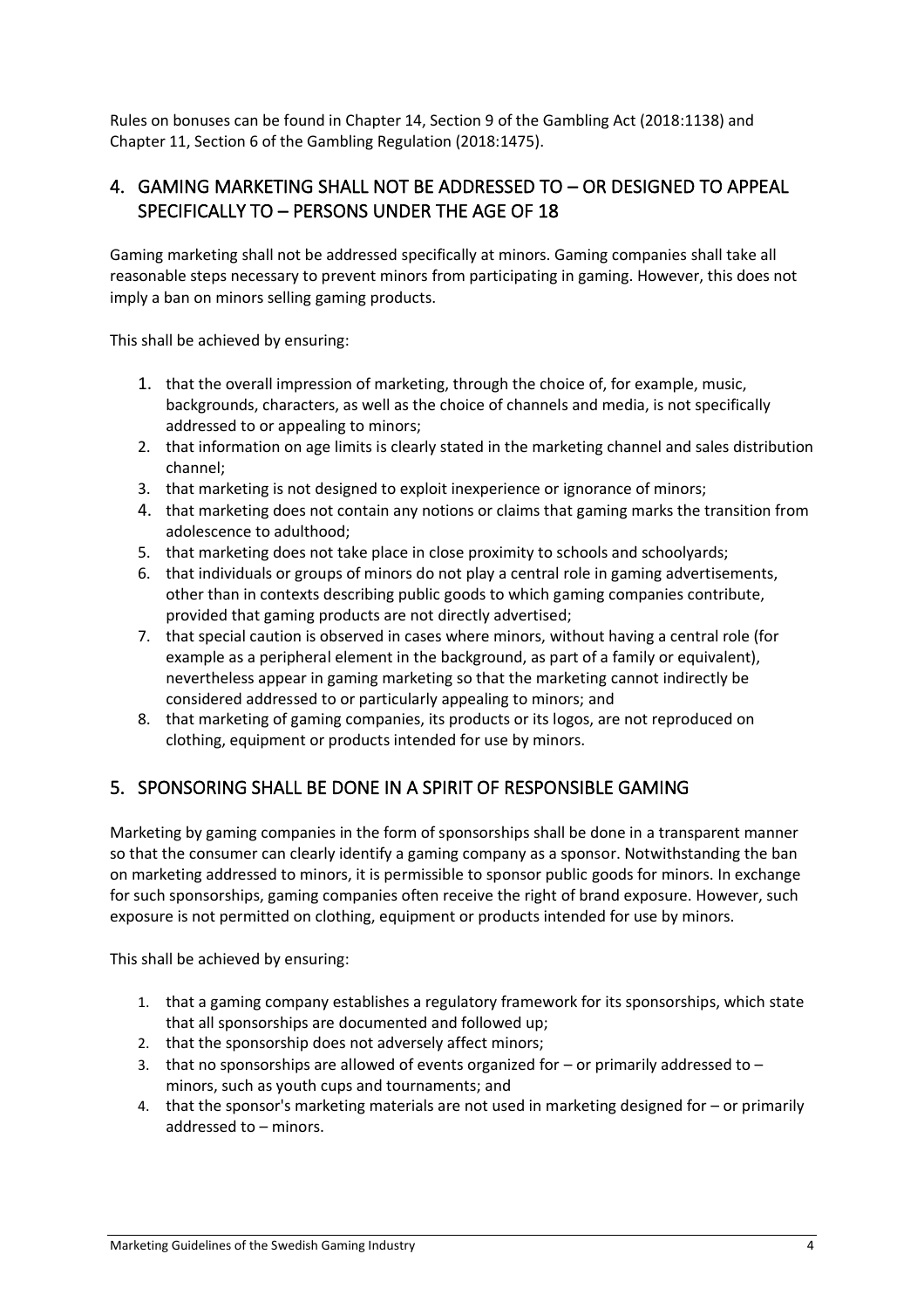Rules on bonuses can be found in Chapter 14, Section 9 of the Gambling Act (2018:1138) and Chapter 11, Section 6 of the Gambling Regulation (2018:1475).

## 4. GAMING MARKETING SHALL NOT BE ADDRESSED TO – OR DESIGNED TO APPEAL SPECIFICALLY TO – PERSONS UNDER THE AGE OF 18

Gaming marketing shall not be addressed specifically at minors. Gaming companies shall take all reasonable steps necessary to prevent minors from participating in gaming. However, this does not imply a ban on minors selling gaming products.

This shall be achieved by ensuring:

1. that the overall impression of marketing, through the choice of, for example, music, backgrounds, characters, as well as the choice of channels and media, is not specifically addressed to or appealing to minors;
2. that information on age limits is clearly stated in the marketing channel and sales distribution channel;
3. that marketing is not designed to exploit inexperience or ignorance of minors;
4. that marketing does not contain any notions or claims that gaming marks the transition from adolescence to adulthood;
5. that marketing does not take place in close proximity to schools and schoolyards;
6. that individuals or groups of minors do not play a central role in gaming advertisements, other than in contexts describing public goods to which gaming companies contribute, provided that gaming products are not directly advertised;
7. that special caution is observed in cases where minors, without having a central role (for example as a peripheral element in the background, as part of a family or equivalent), nevertheless appear in gaming marketing so that the marketing cannot indirectly be considered addressed to or particularly appealing to minors; and
8. that marketing of gaming companies, its products or its logos, are not reproduced on clothing, equipment or products intended for use by minors.

## 5. SPONSORING SHALL BE DONE IN A SPIRIT OF RESPONSIBLE GAMING

Marketing by gaming companies in the form of sponsorships shall be done in a transparent manner so that the consumer can clearly identify a gaming company as a sponsor. Notwithstanding the ban on marketing addressed to minors, it is permissible to sponsor public goods for minors. In exchange for such sponsorships, gaming companies often receive the right of brand exposure. However, such exposure is not permitted on clothing, equipment or products intended for use by minors.

This shall be achieved by ensuring:

1. that a gaming company establishes a regulatory framework for its sponsorships, which state that all sponsorships are documented and followed up;
2. that the sponsorship does not adversely affect minors;
3. that no sponsorships are allowed of events organized for – or primarily addressed to – minors, such as youth cups and tournaments; and
4. that the sponsor's marketing materials are not used in marketing designed for – or primarily addressed to – minors.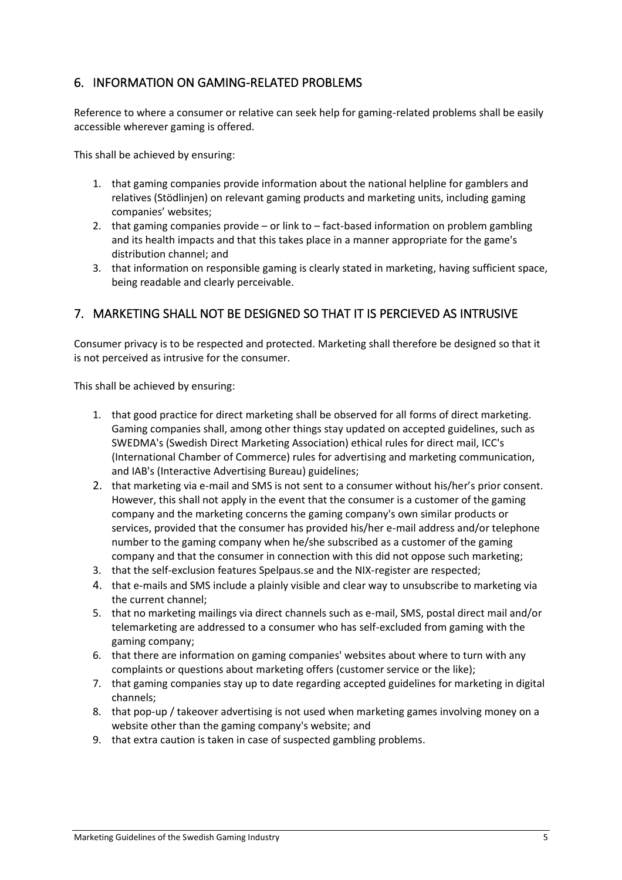## 6. INFORMATION ON GAMING-RELATED PROBLEMS

Reference to where a consumer or relative can seek help for gaming-related problems shall be easily accessible wherever gaming is offered.

This shall be achieved by ensuring:

1. that gaming companies provide information about the national helpline for gamblers and relatives (Stödlinjen) on relevant gaming products and marketing units, including gaming companies' websites;
2. that gaming companies provide – or link to – fact-based information on problem gambling and its health impacts and that this takes place in a manner appropriate for the game's distribution channel; and
3. that information on responsible gaming is clearly stated in marketing, having sufficient space, being readable and clearly perceivable.

## 7. MARKETING SHALL NOT BE DESIGNED SO THAT IT IS PERCIEVED AS INTRUSIVE

Consumer privacy is to be respected and protected. Marketing shall therefore be designed so that it is not perceived as intrusive for the consumer.

This shall be achieved by ensuring:

1. that good practice for direct marketing shall be observed for all forms of direct marketing. Gaming companies shall, among other things stay updated on accepted guidelines, such as SWEDMA's (Swedish Direct Marketing Association) ethical rules for direct mail, ICC's (International Chamber of Commerce) rules for advertising and marketing communication, and IAB's (Interactive Advertising Bureau) guidelines;
2. that marketing via e-mail and SMS is not sent to a consumer without his/her's prior consent. However, this shall not apply in the event that the consumer is a customer of the gaming company and the marketing concerns the gaming company's own similar products or services, provided that the consumer has provided his/her e-mail address and/or telephone number to the gaming company when he/she subscribed as a customer of the gaming company and that the consumer in connection with this did not oppose such marketing;
3. that the self-exclusion features Spelpaus.se and the NIX-register are respected;
4. that e-mails and SMS include a plainly visible and clear way to unsubscribe to marketing via the current channel;
5. that no marketing mailings via direct channels such as e-mail, SMS, postal direct mail and/or telemarketing are addressed to a consumer who has self-excluded from gaming with the gaming company;
6. that there are information on gaming companies' websites about where to turn with any complaints or questions about marketing offers (customer service or the like);
7. that gaming companies stay up to date regarding accepted guidelines for marketing in digital channels;
8. that pop-up / takeover advertising is not used when marketing games involving money on a website other than the gaming company's website; and
9. that extra caution is taken in case of suspected gambling problems.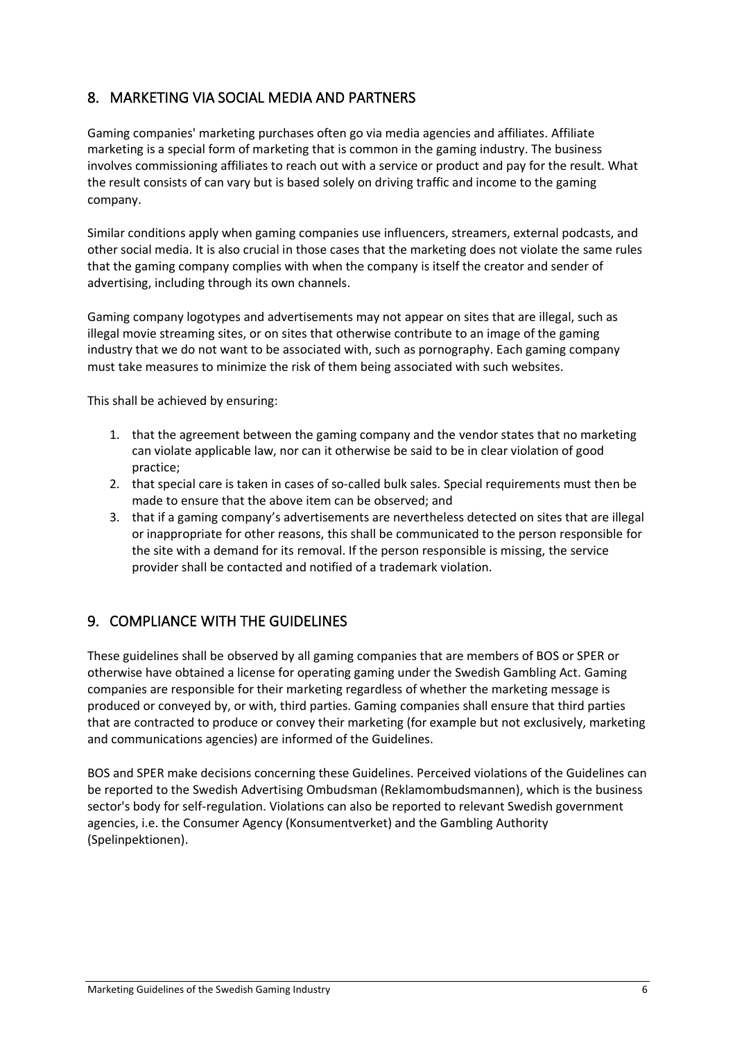## 8. MARKETING VIA SOCIAL MEDIA AND PARTNERS

Gaming companies' marketing purchases often go via media agencies and affiliates. Affiliate marketing is a special form of marketing that is common in the gaming industry. The business involves commissioning affiliates to reach out with a service or product and pay for the result. What the result consists of can vary but is based solely on driving traffic and income to the gaming company.

Similar conditions apply when gaming companies use influencers, streamers, external podcasts, and other social media. It is also crucial in those cases that the marketing does not violate the same rules that the gaming company complies with when the company is itself the creator and sender of advertising, including through its own channels.

Gaming company logotypes and advertisements may not appear on sites that are illegal, such as illegal movie streaming sites, or on sites that otherwise contribute to an image of the gaming industry that we do not want to be associated with, such as pornography. Each gaming company must take measures to minimize the risk of them being associated with such websites.

This shall be achieved by ensuring:

1. that the agreement between the gaming company and the vendor states that no marketing can violate applicable law, nor can it otherwise be said to be in clear violation of good practice;
2. that special care is taken in cases of so-called bulk sales. Special requirements must then be made to ensure that the above item can be observed; and
3. that if a gaming company's advertisements are nevertheless detected on sites that are illegal or inappropriate for other reasons, this shall be communicated to the person responsible for the site with a demand for its removal. If the person responsible is missing, the service provider shall be contacted and notified of a trademark violation.

## 9. COMPLIANCE WITH THE GUIDELINES

These guidelines shall be observed by all gaming companies that are members of BOS or SPER or otherwise have obtained a license for operating gaming under the Swedish Gambling Act. Gaming companies are responsible for their marketing regardless of whether the marketing message is produced or conveyed by, or with, third parties. Gaming companies shall ensure that third parties that are contracted to produce or convey their marketing (for example but not exclusively, marketing and communications agencies) are informed of the Guidelines.

BOS and SPER make decisions concerning these Guidelines. Perceived violations of the Guidelines can be reported to the Swedish Advertising Ombudsman (Reklamombudsmannen), which is the business sector's body for self-regulation. Violations can also be reported to relevant Swedish government agencies, i.e. the Consumer Agency (Konsumentverket) and the Gambling Authority (Spelinpektionen).